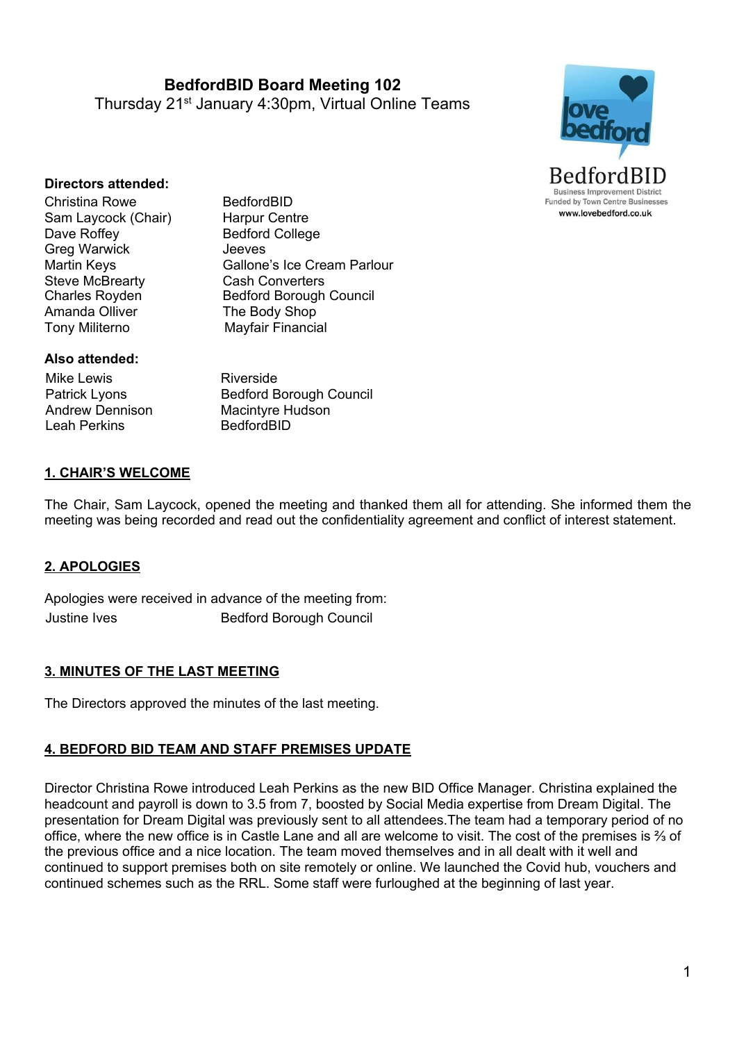# BedfordBID Board Meeting 102

Thursday 21st January 4:30pm, Virtual Online Teams

BedfordBID
Business Improvement District
Funded by Town Centre Businesses
www.lovebedford.co.uk

**Directors attended:**

| | |
|---|---|
| Christina Rowe | BedfordBID |
| Sam Laycock (Chair) | Harpur Centre |
| Dave Roffey | Bedford College |
| Greg Warwick | Jeeves |
| Martin Keys | Gallone's Ice Cream Parlour |
| Steve McBrearty | Cash Converters |
| Charles Royden | Bedford Borough Council |
| Amanda Olliver | The Body Shop |
| Tony Militerno | Mayfair Financial |

**Also attended:**

| | |
|---|---|
| Mike Lewis | Riverside |
| Patrick Lyons | Bedford Borough Council |
| Andrew Dennison | Macintyre Hudson |
| Leah Perkins | BedfordBID |

## 1. CHAIR'S WELCOME

The Chair, Sam Laycock, opened the meeting and thanked them all for attending. She informed them the meeting was being recorded and read out the confidentiality agreement and conflict of interest statement.

## 2. APOLOGIES

Apologies were received in advance of the meeting from:

| | |
|---|---|
| Justine Ives | Bedford Borough Council |

## 3. MINUTES OF THE LAST MEETING

The Directors approved the minutes of the last meeting.

## 4. BEDFORD BID TEAM AND STAFF PREMISES UPDATE

Director Christina Rowe introduced Leah Perkins as the new BID Office Manager. Christina explained the headcount and payroll is down to 3.5 from 7, boosted by Social Media expertise from Dream Digital. The presentation for Dream Digital was previously sent to all attendees.The team had a temporary period of no office, where the new office is in Castle Lane and all are welcome to visit. The cost of the premises is ⅔ of the previous office and a nice location. The team moved themselves and in all dealt with it well and continued to support premises both on site remotely or online. We launched the Covid hub, vouchers and continued schemes such as the RRL. Some staff were furloughed at the beginning of last year.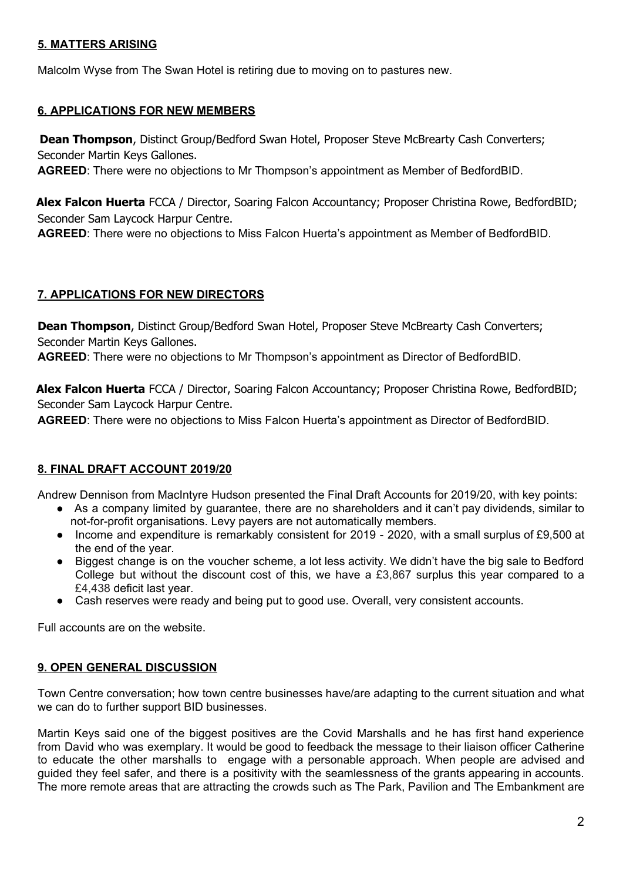## **5. MATTERS ARISING**

Malcolm Wyse from The Swan Hotel is retiring due to moving on to pastures new.

## **6. APPLICATIONS FOR NEW MEMBERS**

**Dean Thompson**, Distinct Group/Bedford Swan Hotel, Proposer Steve McBrearty Cash Converters; Seconder Martin Keys Gallones.

**AGREED**: There were no objections to Mr Thompson's appointment as Member of BedfordBID.

**Alex Falcon Huerta** FCCA / Director, Soaring Falcon Accountancy; Proposer Christina Rowe, BedfordBID; Seconder Sam Laycock Harpur Centre.

**AGREED**: There were no objections to Miss Falcon Huerta's appointment as Member of BedfordBID.

## **7. APPLICATIONS FOR NEW DIRECTORS**

**Dean Thompson**, Distinct Group/Bedford Swan Hotel, Proposer Steve McBrearty Cash Converters; Seconder Martin Keys Gallones.

**AGREED**: There were no objections to Mr Thompson's appointment as Director of BedfordBID.

**Alex Falcon Huerta** FCCA / Director, Soaring Falcon Accountancy; Proposer Christina Rowe, BedfordBID; Seconder Sam Laycock Harpur Centre.

**AGREED**: There were no objections to Miss Falcon Huerta's appointment as Director of BedfordBID.

## **8. FINAL DRAFT ACCOUNT 2019/20**

Andrew Dennison from MacIntyre Hudson presented the Final Draft Accounts for 2019/20, with key points:

- As a company limited by guarantee, there are no shareholders and it can't pay dividends, similar to not-for-profit organisations. Levy payers are not automatically members.
- Income and expenditure is remarkably consistent for 2019 - 2020, with a small surplus of £9,500 at the end of the year.
- Biggest change is on the voucher scheme, a lot less activity. We didn't have the big sale to Bedford College but without the discount cost of this, we have a £3,867 surplus this year compared to a £4,438 deficit last year.
- Cash reserves were ready and being put to good use. Overall, very consistent accounts.

Full accounts are on the website.

## **9. OPEN GENERAL DISCUSSION**

Town Centre conversation; how town centre businesses have/are adapting to the current situation and what we can do to further support BID businesses.

Martin Keys said one of the biggest positives are the Covid Marshalls and he has first hand experience from David who was exemplary. It would be good to feedback the message to their liaison officer Catherine to educate the other marshalls to engage with a personable approach. When people are advised and guided they feel safer, and there is a positivity with the seamlessness of the grants appearing in accounts. The more remote areas that are attracting the crowds such as The Park, Pavilion and The Embankment are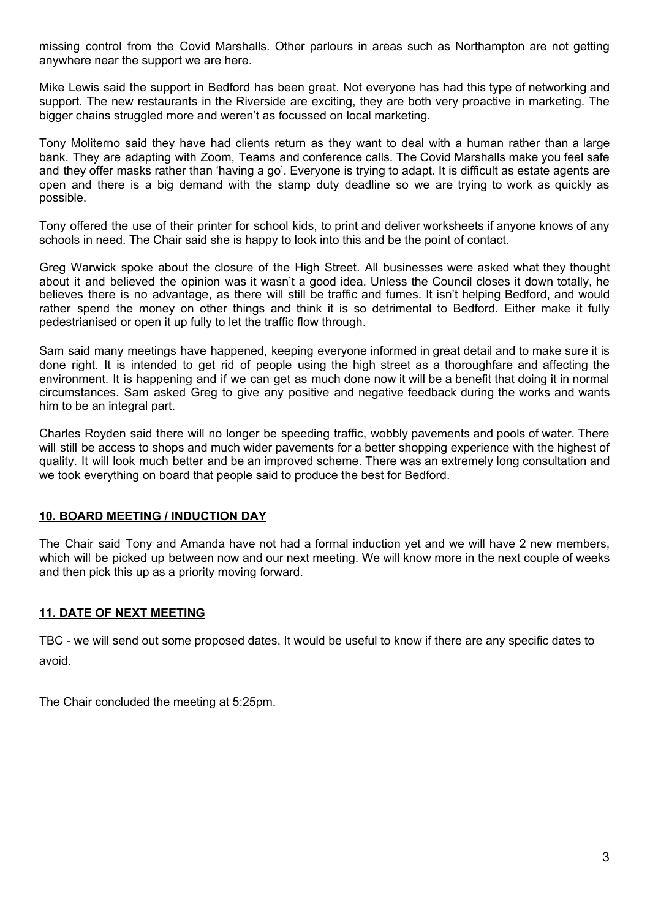missing control from the Covid Marshalls. Other parlours in areas such as Northampton are not getting anywhere near the support we are here.

Mike Lewis said the support in Bedford has been great. Not everyone has had this type of networking and support. The new restaurants in the Riverside are exciting, they are both very proactive in marketing. The bigger chains struggled more and weren't as focussed on local marketing.

Tony Moliterno said they have had clients return as they want to deal with a human rather than a large bank. They are adapting with Zoom, Teams and conference calls. The Covid Marshalls make you feel safe and they offer masks rather than 'having a go'. Everyone is trying to adapt. It is difficult as estate agents are open and there is a big demand with the stamp duty deadline so we are trying to work as quickly as possible.

Tony offered the use of their printer for school kids, to print and deliver worksheets if anyone knows of any schools in need. The Chair said she is happy to look into this and be the point of contact.

Greg Warwick spoke about the closure of the High Street. All businesses were asked what they thought about it and believed the opinion was it wasn't a good idea. Unless the Council closes it down totally, he believes there is no advantage, as there will still be traffic and fumes. It isn't helping Bedford, and would rather spend the money on other things and think it is so detrimental to Bedford. Either make it fully pedestrianised or open it up fully to let the traffic flow through.

Sam said many meetings have happened, keeping everyone informed in great detail and to make sure it is done right. It is intended to get rid of people using the high street as a thoroughfare and affecting the environment. It is happening and if we can get as much done now it will be a benefit that doing it in normal circumstances. Sam asked Greg to give any positive and negative feedback during the works and wants him to be an integral part.

Charles Royden said there will no longer be speeding traffic, wobbly pavements and pools of water. There will still be access to shops and much wider pavements for a better shopping experience with the highest of quality. It will look much better and be an improved scheme. There was an extremely long consultation and we took everything on board that people said to produce the best for Bedford.

## 10. BOARD MEETING / INDUCTION DAY

The Chair said Tony and Amanda have not had a formal induction yet and we will have 2 new members, which will be picked up between now and our next meeting. We will know more in the next couple of weeks and then pick this up as a priority moving forward.

## 11. DATE OF NEXT MEETING

TBC - we will send out some proposed dates. It would be useful to know if there are any specific dates to avoid.

The Chair concluded the meeting at 5:25pm.